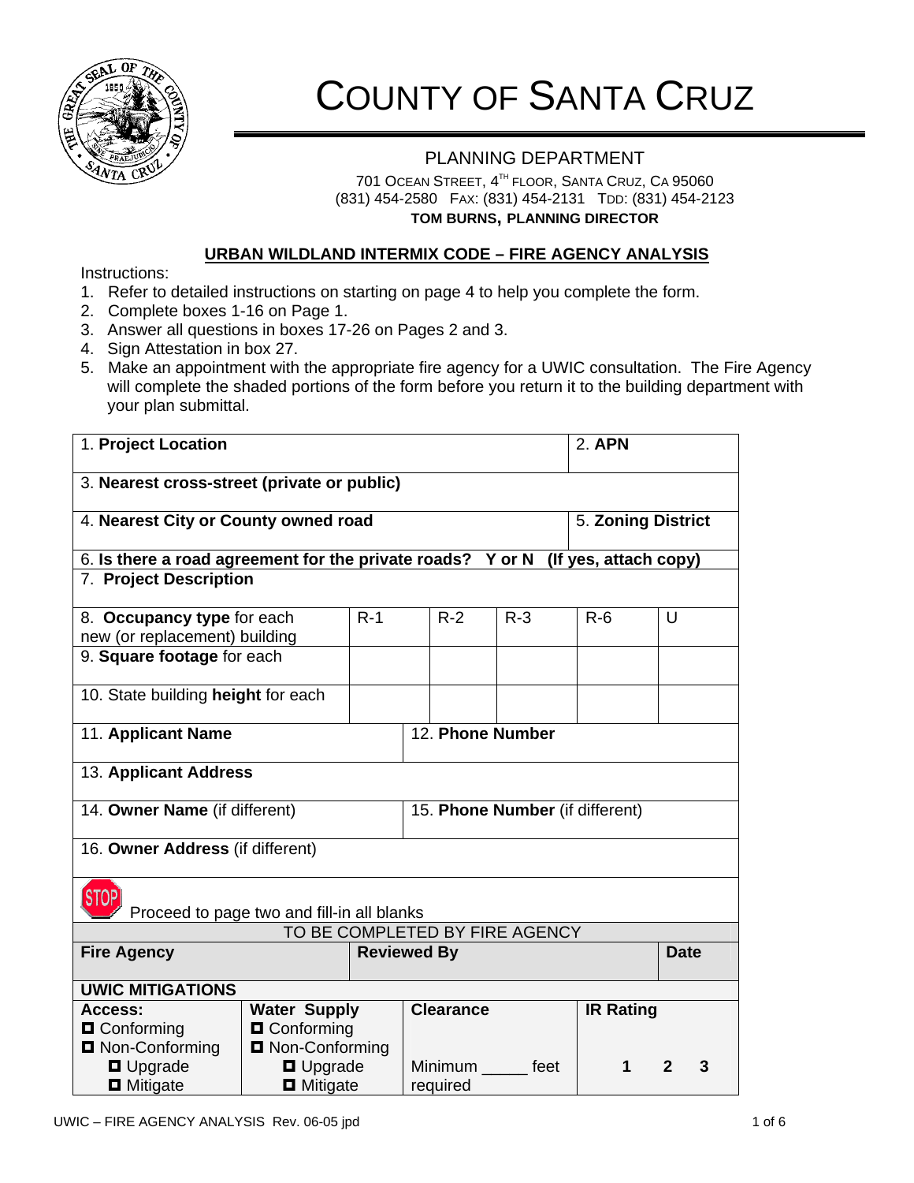# COUNTY OF SANTA CRUZ

## PLANNING DEPARTMENT

701 OCEAN STREET, 4TH FLOOR, SANTA CRUZ, CA 95060
(831) 454-2580 FAX: (831) 454-2131 TDD: (831) 454-2123
**TOM BURNS, PLANNING DIRECTOR**

## URBAN WILDLAND INTERMIX CODE – FIRE AGENCY ANALYSIS

Instructions:

1. Refer to detailed instructions on starting on page 4 to help you complete the form.
2. Complete boxes 1-16 on Page 1.
3. Answer all questions in boxes 17-26 on Pages 2 and 3.
4. Sign Attestation in box 27.
5. Make an appointment with the appropriate fire agency for a UWIC consultation. The Fire Agency will complete the shaded portions of the form before you return it to the building department with your plan submittal.

| 1. **Project Location** | | | | | 2. **APN** |
|---|---|---|---|---|---|
| 3. **Nearest cross-street (private or public)** | | | | | |
| 4. **Nearest City or County owned road** | | | | | 5. **Zoning District** |
| 6. **Is there a road agreement for the private roads? Y or N (If yes, attach copy)** | | | | | |
| 7. **Project Description** | | | | | |
| 8. **Occupancy type** for each new (or replacement) building | R-1 | R-2 | R-3 | R-6 | U |
| 9. **Square footage** for each | | | | | |
| 10. State building **height** for each | | | | | |
| 11. **Applicant Name** | | 12. **Phone Number** | | | |
| 13. **Applicant Address** | | | | | |
| 14. **Owner Name** (if different) | | 15. **Phone Number** (if different) | | | |
| 16. **Owner Address** (if different) | | | | | |

STOP Proceed to page two and fill-in all blanks

TO BE COMPLETED BY FIRE AGENCY

| **Fire Agency** | **Reviewed By** | | **Date** |
|---|---|---|---|
| **UWIC MITIGATIONS** | | | |
| **Access:**<br>☐ Conforming<br>☐ Non-Conforming<br>☐ Upgrade<br>☐ Mitigate | **Water Supply**<br>☐ Conforming<br>☐ Non-Conforming<br>☐ Upgrade<br>☐ Mitigate | **Clearance**<br><br>Minimum _____ feet required | **IR Rating**<br><br>1 2 3 |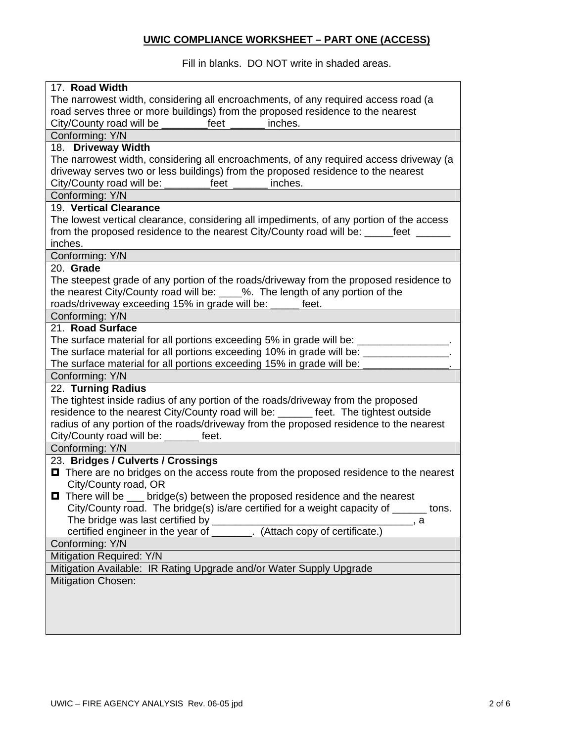## UWIC COMPLIANCE WORKSHEET – PART ONE (ACCESS)

Fill in blanks. DO NOT write in shaded areas.

**17. Road Width**
The narrowest width, considering all encroachments, of any required access road (a road serves three or more buildings) from the proposed residence to the nearest City/County road will be ________feet ______ inches.

Conforming: Y/N

**18. Driveway Width**
The narrowest width, considering all encroachments, of any required access driveway (a driveway serves two or less buildings) from the proposed residence to the nearest City/County road will be: ________feet ______ inches.

Conforming: Y/N

**19. Vertical Clearance**
The lowest vertical clearance, considering all impediments, of any portion of the access from the proposed residence to the nearest City/County road will be: _____feet ______ inches.

Conforming: Y/N

**20. Grade**
The steepest grade of any portion of the roads/driveway from the proposed residence to the nearest City/County road will be: ____%. The length of any portion of the roads/driveway exceeding 15% in grade will be: _____ feet.

Conforming: Y/N

**21. Road Surface**
The surface material for all portions exceeding 5% in grade will be: ________________.
The surface material for all portions exceeding 10% in grade will be: _______________.
The surface material for all portions exceeding 15% in grade will be: _______________.

Conforming: Y/N

**22. Turning Radius**
The tightest inside radius of any portion of the roads/driveway from the proposed residence to the nearest City/County road will be: ______ feet. The tightest outside radius of any portion of the roads/driveway from the proposed residence to the nearest City/County road will be: ______ feet.

Conforming: Y/N

**23. Bridges / Culverts / Crossings**

- ☐ There are no bridges on the access route from the proposed residence to the nearest City/County road, OR
- ☐ There will be ___ bridge(s) between the proposed residence and the nearest City/County road. The bridge(s) is/are certified for a weight capacity of ______ tons. The bridge was last certified by __________________________________, a certified engineer in the year of _______. (Attach copy of certificate.)

Conforming: Y/N

Mitigation Required: Y/N

Mitigation Available: IR Rating Upgrade and/or Water Supply Upgrade

Mitigation Chosen: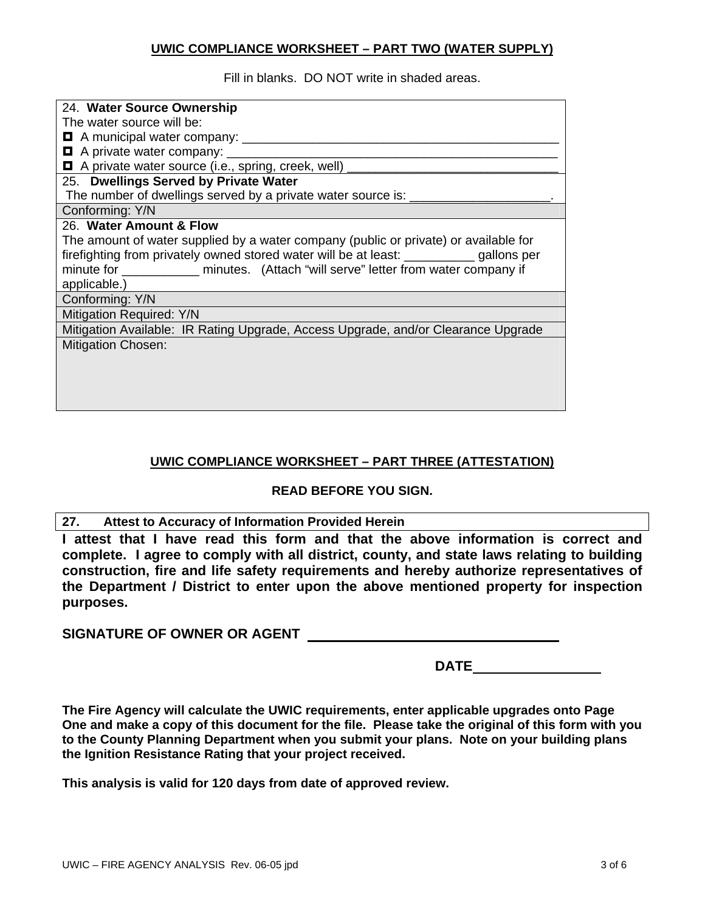**UWIC COMPLIANCE WORKSHEET – PART TWO (WATER SUPPLY)**

Fill in blanks. DO NOT write in shaded areas.

| 24. **Water Source Ownership** |
|---|
| The water source will be: |
| ◘ A municipal water company: ____________________________________________ |
| ◘ A private water company: ______________________________________________ |
| ◘ A private water source (i.e., spring, creek, well) ______________________________ |
| 25. **Dwellings Served by Private Water** |
| The number of dwellings served by a private water source is: ____________________. |
| Conforming: Y/N |
| 26. **Water Amount & Flow** |
| The amount of water supplied by a water company (public or private) or available for firefighting from privately owned stored water will be at least: __________ gallons per minute for ___________ minutes. (Attach "will serve" letter from water company if applicable.) |
| Conforming: Y/N |
| Mitigation Required: Y/N |
| Mitigation Available: IR Rating Upgrade, Access Upgrade, and/or Clearance Upgrade |
| Mitigation Chosen: |

**UWIC COMPLIANCE WORKSHEET – PART THREE (ATTESTATION)**

**READ BEFORE YOU SIGN.**

**27. Attest to Accuracy of Information Provided Herein**

**I attest that I have read this form and that the above information is correct and complete. I agree to comply with all district, county, and state laws relating to building construction, fire and life safety requirements and hereby authorize representatives of the Department / District to enter upon the above mentioned property for inspection purposes.**

**SIGNATURE OF OWNER OR AGENT** ________________________________

**DATE**________________

**The Fire Agency will calculate the UWIC requirements, enter applicable upgrades onto Page One and make a copy of this document for the file. Please take the original of this form with you to the County Planning Department when you submit your plans. Note on your building plans the Ignition Resistance Rating that your project received.**

**This analysis is valid for 120 days from date of approved review.**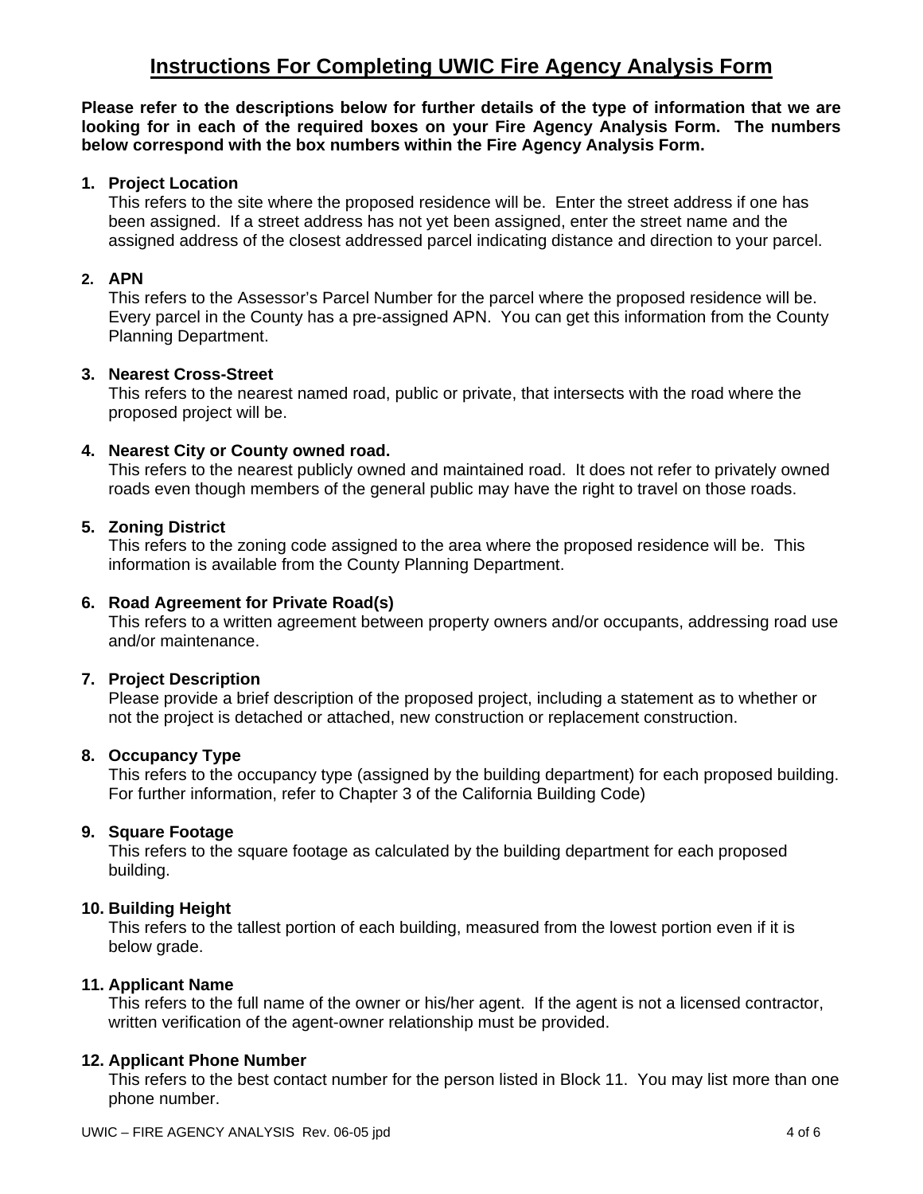# Instructions For Completing UWIC Fire Agency Analysis Form

**Please refer to the descriptions below for further details of the type of information that we are looking for in each of the required boxes on your Fire Agency Analysis Form. The numbers below correspond with the box numbers within the Fire Agency Analysis Form.**

1. **Project Location**
   This refers to the site where the proposed residence will be. Enter the street address if one has been assigned. If a street address has not yet been assigned, enter the street name and the assigned address of the closest addressed parcel indicating distance and direction to your parcel.

2. **APN**
   This refers to the Assessor's Parcel Number for the parcel where the proposed residence will be. Every parcel in the County has a pre-assigned APN. You can get this information from the County Planning Department.

3. **Nearest Cross-Street**
   This refers to the nearest named road, public or private, that intersects with the road where the proposed project will be.

4. **Nearest City or County owned road.**
   This refers to the nearest publicly owned and maintained road. It does not refer to privately owned roads even though members of the general public may have the right to travel on those roads.

5. **Zoning District**
   This refers to the zoning code assigned to the area where the proposed residence will be. This information is available from the County Planning Department.

6. **Road Agreement for Private Road(s)**
   This refers to a written agreement between property owners and/or occupants, addressing road use and/or maintenance.

7. **Project Description**
   Please provide a brief description of the proposed project, including a statement as to whether or not the project is detached or attached, new construction or replacement construction.

8. **Occupancy Type**
   This refers to the occupancy type (assigned by the building department) for each proposed building. For further information, refer to Chapter 3 of the California Building Code)

9. **Square Footage**
   This refers to the square footage as calculated by the building department for each proposed building.

10. **Building Height**
    This refers to the tallest portion of each building, measured from the lowest portion even if it is below grade.

11. **Applicant Name**
    This refers to the full name of the owner or his/her agent. If the agent is not a licensed contractor, written verification of the agent-owner relationship must be provided.

12. **Applicant Phone Number**
    This refers to the best contact number for the person listed in Block 11. You may list more than one phone number.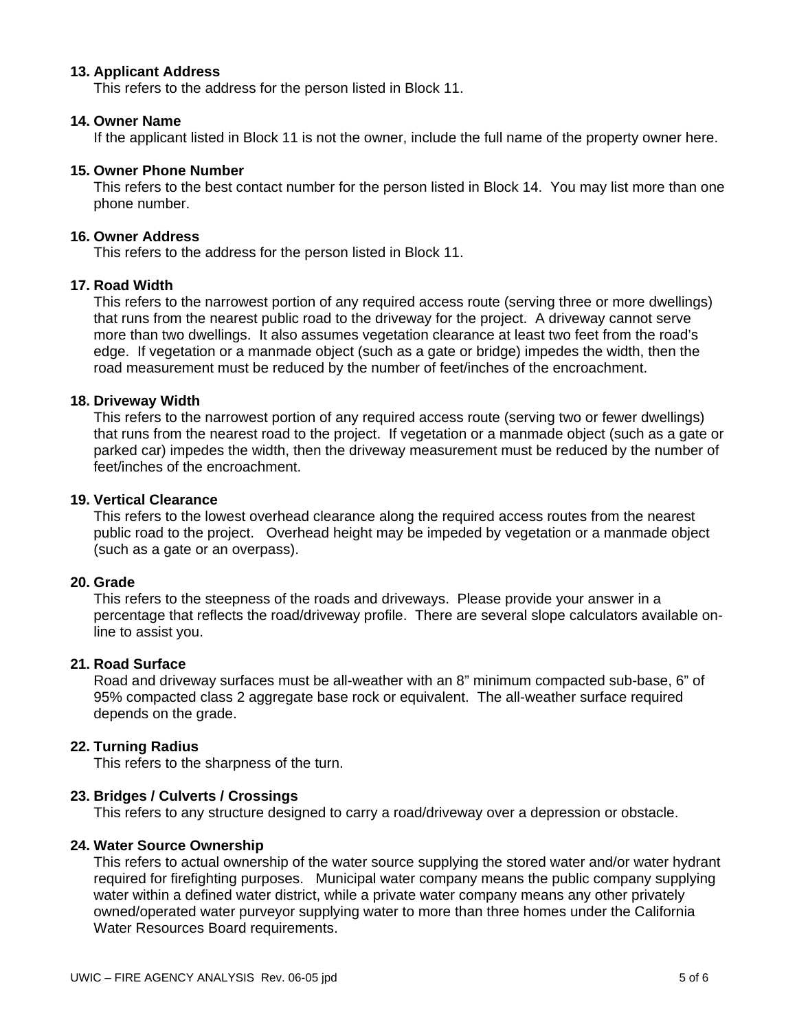**13. Applicant Address**

This refers to the address for the person listed in Block 11.

**14. Owner Name**

If the applicant listed in Block 11 is not the owner, include the full name of the property owner here.

**15. Owner Phone Number**

This refers to the best contact number for the person listed in Block 14. You may list more than one phone number.

**16. Owner Address**

This refers to the address for the person listed in Block 11.

**17. Road Width**

This refers to the narrowest portion of any required access route (serving three or more dwellings) that runs from the nearest public road to the driveway for the project. A driveway cannot serve more than two dwellings. It also assumes vegetation clearance at least two feet from the road's edge. If vegetation or a manmade object (such as a gate or bridge) impedes the width, then the road measurement must be reduced by the number of feet/inches of the encroachment.

**18. Driveway Width**

This refers to the narrowest portion of any required access route (serving two or fewer dwellings) that runs from the nearest road to the project. If vegetation or a manmade object (such as a gate or parked car) impedes the width, then the driveway measurement must be reduced by the number of feet/inches of the encroachment.

**19. Vertical Clearance**

This refers to the lowest overhead clearance along the required access routes from the nearest public road to the project. Overhead height may be impeded by vegetation or a manmade object (such as a gate or an overpass).

**20. Grade**

This refers to the steepness of the roads and driveways. Please provide your answer in a percentage that reflects the road/driveway profile. There are several slope calculators available on-line to assist you.

**21. Road Surface**

Road and driveway surfaces must be all-weather with an 8" minimum compacted sub-base, 6" of 95% compacted class 2 aggregate base rock or equivalent. The all-weather surface required depends on the grade.

**22. Turning Radius**

This refers to the sharpness of the turn.

**23. Bridges / Culverts / Crossings**

This refers to any structure designed to carry a road/driveway over a depression or obstacle.

**24. Water Source Ownership**

This refers to actual ownership of the water source supplying the stored water and/or water hydrant required for firefighting purposes. Municipal water company means the public company supplying water within a defined water district, while a private water company means any other privately owned/operated water purveyor supplying water to more than three homes under the California Water Resources Board requirements.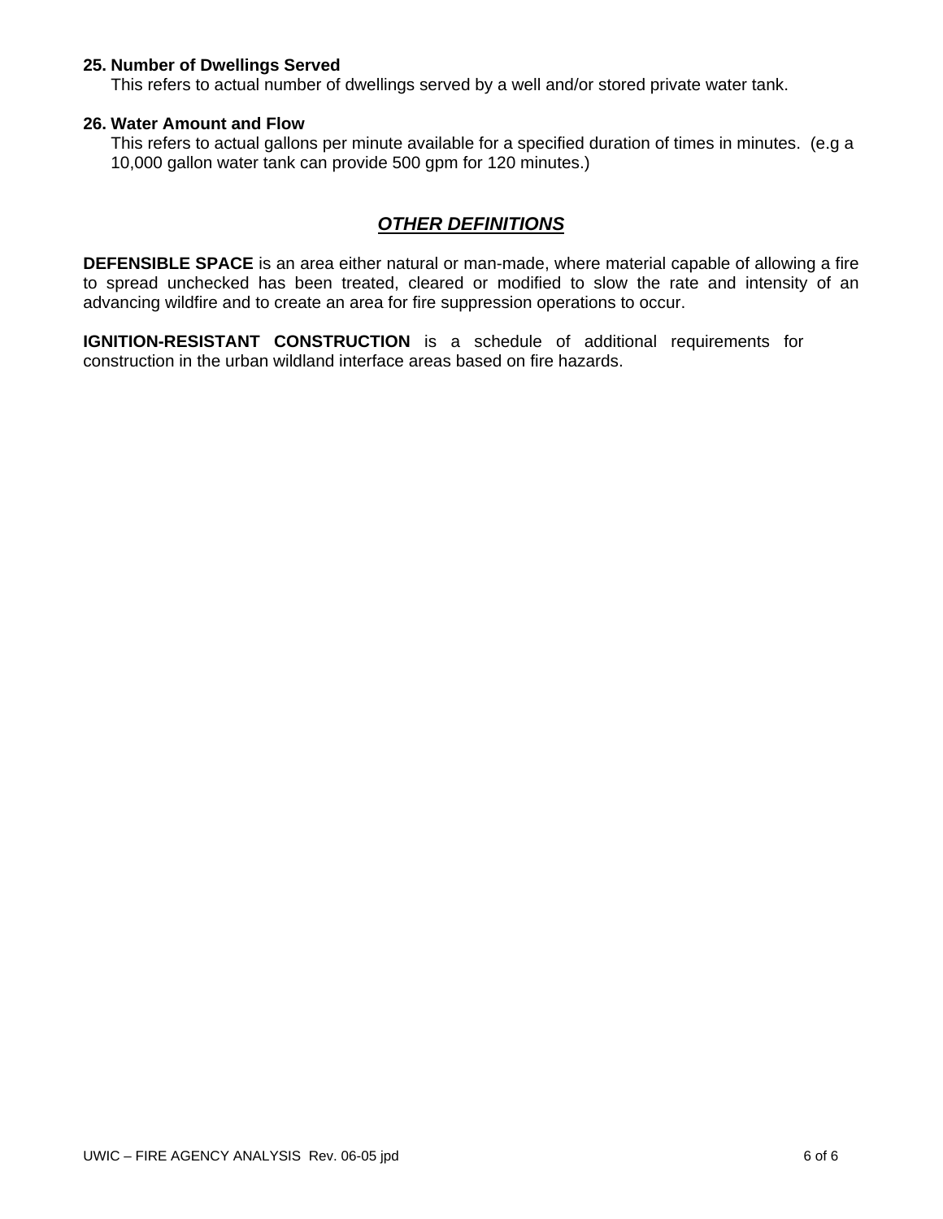**25. Number of Dwellings Served**

This refers to actual number of dwellings served by a well and/or stored private water tank.

**26. Water Amount and Flow**

This refers to actual gallons per minute available for a specified duration of times in minutes. (e.g a 10,000 gallon water tank can provide 500 gpm for 120 minutes.)

## ***OTHER DEFINITIONS***

**DEFENSIBLE SPACE** is an area either natural or man-made, where material capable of allowing a fire to spread unchecked has been treated, cleared or modified to slow the rate and intensity of an advancing wildfire and to create an area for fire suppression operations to occur.

**IGNITION-RESISTANT CONSTRUCTION** is a schedule of additional requirements for construction in the urban wildland interface areas based on fire hazards.